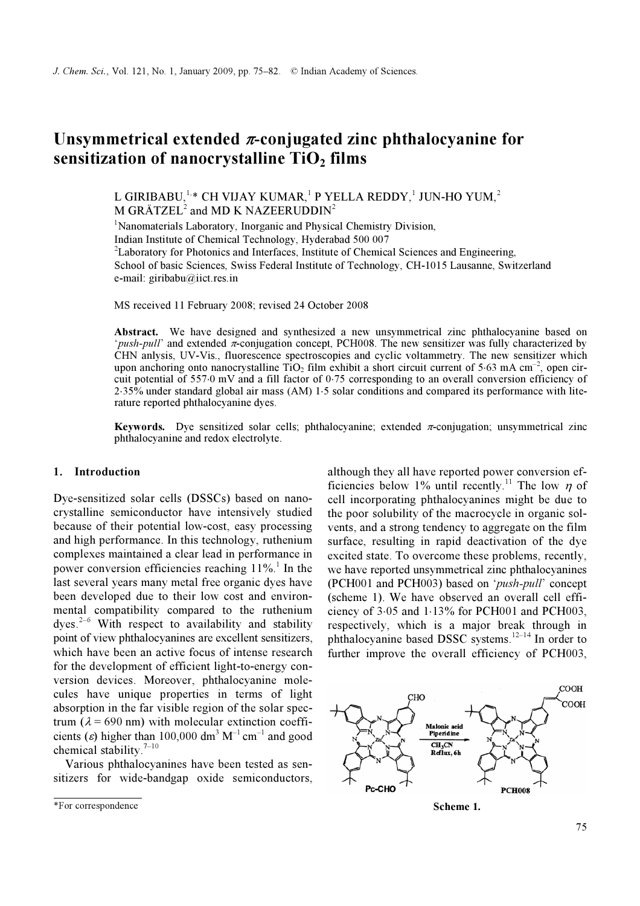# Unsymmetrical extended $\pi$-conjugated zinc phthalocyanine for sensitization of nanocrystalline $TiO_2$ films

L GIRIBABU,[1,*] CH VIJAY KUMAR,[1] P YELLA REDDY,[1] JUN-HO YUM,[2] M GRÄTZEL[2] and MD K NAZEERUDDIN[2]

[1]Nanomaterials Laboratory, Inorganic and Physical Chemistry Division, Indian Institute of Chemical Technology, Hyderabad 500 007

[2]Laboratory for Photonics and Interfaces, Institute of Chemical Sciences and Engineering, School of basic Sciences, Swiss Federal Institute of Technology, CH-1015 Lausanne, Switzerland

e-mail: giribabu@iict.res.in

MS received 11 February 2008; revised 24 October 2008

**Abstract.** We have designed and synthesized a new unsymmetrical zinc phthalocyanine based on '*push-pull*' and extended $\pi$-conjugation concept, PCH008. The new sensitizer was fully characterized by CHN anlysis, UV-Vis., fluorescence spectroscopies and cyclic voltammetry. The new sensitizer which upon anchoring onto nanocrystalline $TiO_2$ film exhibit a short circuit current of 5·63 mA $cm^{-2}$, open circuit potential of 557·0 mV and a fill factor of 0·75 corresponding to an overall conversion efficiency of 2·35% under standard global air mass (AM) 1·5 solar conditions and compared its performance with literature reported phthalocyanine dyes.

**Keywords.** Dye sensitized solar cells; phthalocyanine; extended $\pi$-conjugation; unsymmetrical zinc phthalocyanine and redox electrolyte.

## 1. Introduction

Dye-sensitized solar cells (DSSCs) based on nanocrystalline semiconductor have intensively studied because of their potential low-cost, easy processing and high performance. In this technology, ruthenium complexes maintained a clear lead in performance in power conversion efficiencies reaching 11%.[1] In the last several years many metal free organic dyes have been developed due to their low cost and environmental compatibility compared to the ruthenium dyes.[2–6] With respect to availability and stability point of view phthalocyanines are excellent sensitizers, which have been an active focus of intense research for the development of efficient light-to-energy conversion devices. Moreover, phthalocyanine molecules have unique properties in terms of light absorption in the far visible region of the solar spectrum ($\lambda$ = 690 nm) with molecular extinction coefficients ($\varepsilon$) higher than 100,000 $dm^3$ $M^{-1}$ $cm^{-1}$ and good chemical stability.[7–10]

Various phthalocyanines have been tested as sensitizers for wide-bandgap oxide semiconductors, although they all have reported power conversion efficiencies below 1% until recently.[11] The low $\eta$ of cell incorporating phthalocyanines might be due to the poor solubility of the macrocycle in organic solvents, and a strong tendency to aggregate on the film surface, resulting in rapid deactivation of the dye excited state. To overcome these problems, recently, we have reported unsymmetrical zinc phthalocyanines (PCH001 and PCH003) based on '*push-pull*' concept (scheme 1). We have observed an overall cell efficiency of 3·05 and 1·13% for PCH001 and PCH003, respectively, which is a major break through in phthalocyanine based DSSC systems.[12–14] In order to further improve the overall efficiency of PCH003,

Pc-CHO → (Malonic acid, Piperidine, $CH_3CN$, Reflux, 6h) → PCH008

Scheme 1.

*For correspondence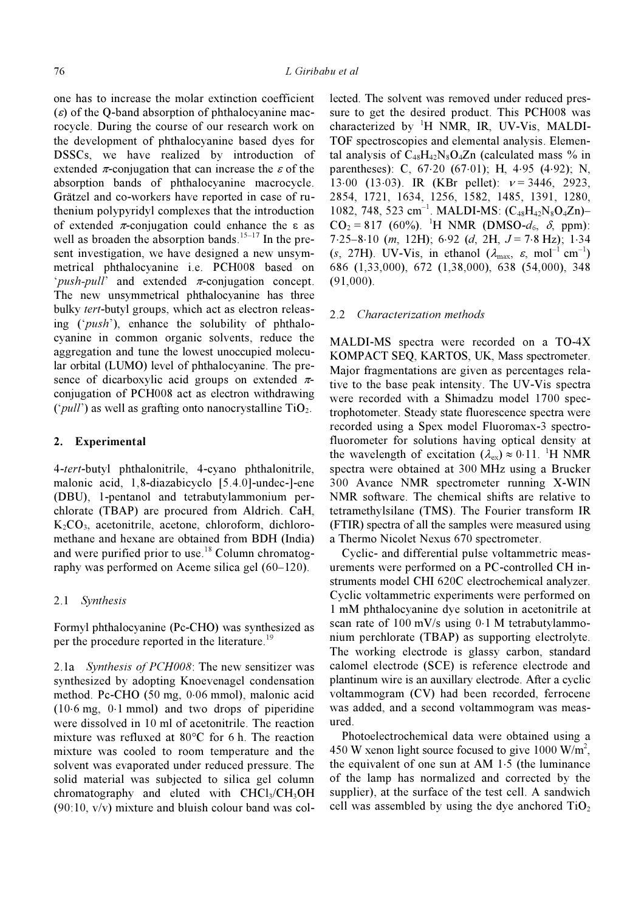one has to increase the molar extinction coefficient ($\varepsilon$) of the Q-band absorption of phthalocyanine macrocycle. During the course of our research work on the development of phthalocyanine based dyes for DSSCs, we have realized by introduction of extended $\pi$-conjugation that can increase the $\varepsilon$ of the absorption bands of phthalocyanine macrocycle. Grätzel and co-workers have reported in case of ruthenium polypyridyl complexes that the introduction of extended $\pi$-conjugation could enhance the $\varepsilon$ as well as broaden the absorption bands.[15–17] In the present investigation, we have designed a new unsymmetrical phthalocyanine i.e. PCH008 based on '*push-pull*' and extended $\pi$-conjugation concept. The new unsymmetrical phthalocyanine has three bulky *tert*-butyl groups, which act as electron releasing ('*push*'), enhance the solubility of phthalocyanine in common organic solvents, reduce the aggregation and tune the lowest unoccupied molecular orbital (LUMO) level of phthalocyanine. The presence of dicarboxylic acid groups on extended $\pi$-conjugation of PCH008 act as electron withdrawing ('*pull*') as well as grafting onto nanocrystalline $TiO_2$.

## 2. Experimental

4-*tert*-butyl phthalonitrile, 4-cyano phthalonitrile, malonic acid, 1,8-diazabicyclo [5.4.0]-undec-]-ene (DBU), 1-pentanol and tetrabutylammonium perchlorate (TBAP) are procured from Aldrich. CaH, $K_2CO_3$, acetonitrile, acetone, chloroform, dichloromethane and hexane are obtained from BDH (India) and were purified prior to use.[18] Column chromatography was performed on Aceme silica gel (60–120).

### 2.1 *Synthesis*

Formyl phthalocyanine (Pc-CHO) was synthesized as per the procedure reported in the literature.[19]

2.1a *Synthesis of PCH008*: The new sensitizer was synthesized by adopting Knoevenagel condensation method. Pc-CHO (50 mg, 0·06 mmol), malonic acid (10·6 mg, 0·1 mmol) and two drops of piperidine were dissolved in 10 ml of acetonitrile. The reaction mixture was refluxed at 80°C for 6 h. The reaction mixture was cooled to room temperature and the solvent was evaporated under reduced pressure. The solid material was subjected to silica gel column chromatography and eluted with $CHCl_3/CH_3OH$ (90:10, v/v) mixture and bluish colour band was collected. The solvent was removed under reduced pressure to get the desired product. This PCH008 was characterized by $^1H$ NMR, IR, UV-Vis, MALDI-TOF spectroscopies and elemental analysis. Elemental analysis of $C_{48}H_{42}N_8O_4Zn$ (calculated mass % in parentheses): C, 67·20 (67·01); H, 4·95 (4·92); N, 13·00 (13·03). IR (KBr pellet): $\nu$ = 3446, 2923, 2854, 1721, 1634, 1256, 1582, 1485, 1391, 1280, 1082, 748, 523 cm$^{-1}$. MALDI-MS: ($C_{48}H_{42}N_8O_4Zn$)–$CO_2$ = 817 (60%). $^1H$ NMR (DMSO-$d_6$, $\delta$, ppm): 7·25–8·10 (*m*, 12H); 6·92 (*d*, 2H, $J$ = 7·8 Hz); 1·34 (*s*, 27H). UV-Vis, in ethanol ($\lambda_{max}$, $\varepsilon$, mol$^{-1}$ cm$^{-1}$) 686 (1,33,000), 672 (1,38,000), 638 (54,000), 348 (91,000).

### 2.2 *Characterization methods*

MALDI-MS spectra were recorded on a TO-4X KOMPACT SEQ, KARTOS, UK, Mass spectrometer. Major fragmentations are given as percentages relative to the base peak intensity. The UV-Vis spectra were recorded with a Shimadzu model 1700 spectrophotometer. Steady state fluorescence spectra were recorded using a Spex model Fluoromax-3 spectrofluorometer for solutions having optical density at the wavelength of excitation ($\lambda_{ex}$) ≈ 0·11. $^1H$ NMR spectra were obtained at 300 MHz using a Brucker 300 Avance NMR spectrometer running X-WIN NMR software. The chemical shifts are relative to tetramethylsilane (TMS). The Fourier transform IR (FTIR) spectra of all the samples were measured using a Thermo Nicolet Nexus 670 spectrometer.

Cyclic- and differential pulse voltammetric measurements were performed on a PC-controlled CH instruments model CHI 620C electrochemical analyzer. Cyclic voltammetric experiments were performed on 1 mM phthalocyanine dye solution in acetonitrile at scan rate of 100 mV/s using 0·1 M tetrabutylammonium perchlorate (TBAP) as supporting electrolyte. The working electrode is glassy carbon, standard calomel electrode (SCE) is reference electrode and plantinum wire is an auxillary electrode. After a cyclic voltammogram (CV) had been recorded, ferrocene was added, and a second voltammogram was measured.

Photoelectrochemical data were obtained using a 450 W xenon light source focused to give 1000 W/m$^2$, the equivalent of one sun at AM 1·5 (the luminance of the lamp has normalized and corrected by the supplier), at the surface of the test cell. A sandwich cell was assembled by using the dye anchored $TiO_2$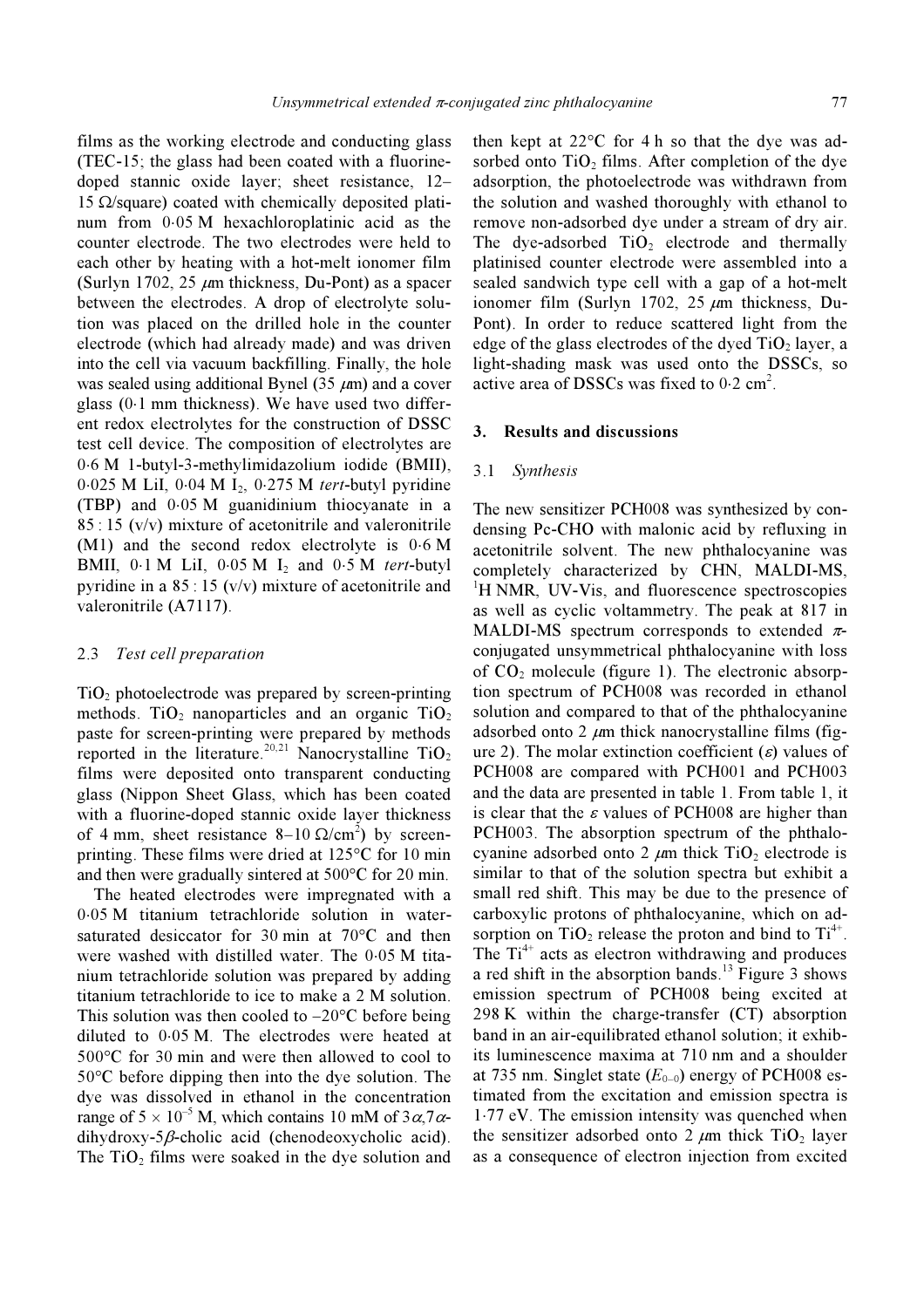films as the working electrode and conducting glass (TEC-15; the glass had been coated with a fluorine-doped stannic oxide layer; sheet resistance, 12–15 Ω/square) coated with chemically deposited platinum from 0·05 M hexachloroplatinic acid as the counter electrode. The two electrodes were held to each other by heating with a hot-melt ionomer film (Surlyn 1702, 25 $\mu$m thickness, Du-Pont) as a spacer between the electrodes. A drop of electrolyte solution was placed on the drilled hole in the counter electrode (which had already made) and was driven into the cell via vacuum backfilling. Finally, the hole was sealed using additional Bynel (35 $\mu$m) and a cover glass (0·1 mm thickness). We have used two different redox electrolytes for the construction of DSSC test cell device. The composition of electrolytes are 0·6 M 1-butyl-3-methylimidazolium iodide (BMII), 0·025 M LiI, 0·04 M $I_2$, 0·275 M *tert*-butyl pyridine (TBP) and 0·05 M guanidinium thiocyanate in a 85 : 15 (v/v) mixture of acetonitrile and valeronitrile (M1) and the second redox electrolyte is 0·6 M BMII, 0·1 M LiI, 0·05 M $I_2$ and 0·5 M *tert*-butyl pyridine in a 85 : 15 (v/v) mixture of acetonitrile and valeronitrile (A7117).

### 2.3 *Test cell preparation*

$TiO_2$ photoelectrode was prepared by screen-printing methods. $TiO_2$ nanoparticles and an organic $TiO_2$ paste for screen-printing were prepared by methods reported in the literature.[20,21] Nanocrystalline $TiO_2$ films were deposited onto transparent conducting glass (Nippon Sheet Glass, which has been coated with a fluorine-doped stannic oxide layer thickness of 4 mm, sheet resistance 8–10 Ω/cm$^2$) by screen-printing. These films were dried at 125°C for 10 min and then were gradually sintered at 500°C for 20 min.

The heated electrodes were impregnated with a 0·05 M titanium tetrachloride solution in water-saturated desiccator for 30 min at 70°C and then were washed with distilled water. The 0·05 M titanium tetrachloride solution was prepared by adding titanium tetrachloride to ice to make a 2 M solution. This solution was then cooled to –20°C before being diluted to 0·05 M. The electrodes were heated at 500°C for 30 min and were then allowed to cool to 50°C before dipping then into the dye solution. The dye was dissolved in ethanol in the concentration range of $5 \times 10^{-5}$ M, which contains 10 mM of $3\alpha,7\alpha$-dihydroxy-$5\beta$-cholic acid (chenodeoxycholic acid). The $TiO_2$ films were soaked in the dye solution and then kept at 22°C for 4 h so that the dye was adsorbed onto $TiO_2$ films. After completion of the dye adsorption, the photoelectrode was withdrawn from the solution and washed thoroughly with ethanol to remove non-adsorbed dye under a stream of dry air. The dye-adsorbed $TiO_2$ electrode and thermally platinised counter electrode were assembled into a sealed sandwich type cell with a gap of a hot-melt ionomer film (Surlyn 1702, 25 $\mu$m thickness, Du-Pont). In order to reduce scattered light from the edge of the glass electrodes of the dyed $TiO_2$ layer, a light-shading mask was used onto the DSSCs, so active area of DSSCs was fixed to 0·2 cm$^2$.

## 3. Results and discussions

### 3.1 *Synthesis*

The new sensitizer PCH008 was synthesized by condensing Pc-CHO with malonic acid by refluxing in acetonitrile solvent. The new phthalocyanine was completely characterized by CHN, MALDI-MS, $^1$H NMR, UV-Vis, and fluorescence spectroscopies as well as cyclic voltammetry. The peak at 817 in MALDI-MS spectrum corresponds to extended $\pi$-conjugated unsymmetrical phthalocyanine with loss of $CO_2$ molecule (figure 1). The electronic absorption spectrum of PCH008 was recorded in ethanol solution and compared to that of the phthalocyanine adsorbed onto 2 $\mu$m thick nanocrystalline films (figure 2). The molar extinction coefficient ($\varepsilon$) values of PCH008 are compared with PCH001 and PCH003 and the data are presented in table 1. From table 1, it is clear that the $\varepsilon$ values of PCH008 are higher than PCH003. The absorption spectrum of the phthalocyanine adsorbed onto 2 $\mu$m thick $TiO_2$ electrode is similar to that of the solution spectra but exhibit a small red shift. This may be due to the presence of carboxylic protons of phthalocyanine, which on adsorption on $TiO_2$ release the proton and bind to $Ti^{4+}$. The $Ti^{4+}$ acts as electron withdrawing and produces a red shift in the absorption bands.[13] Figure 3 shows emission spectrum of PCH008 being excited at 298 K within the charge-transfer (CT) absorption band in an air-equilibrated ethanol solution; it exhibits its luminescence maxima at 710 nm and a shoulder at 735 nm. Singlet state ($E_{0-0}$) energy of PCH008 estimated from the excitation and emission spectra is 1·77 eV. The emission intensity was quenched when the sensitizer adsorbed onto 2 $\mu$m thick $TiO_2$ layer as a consequence of electron injection from excited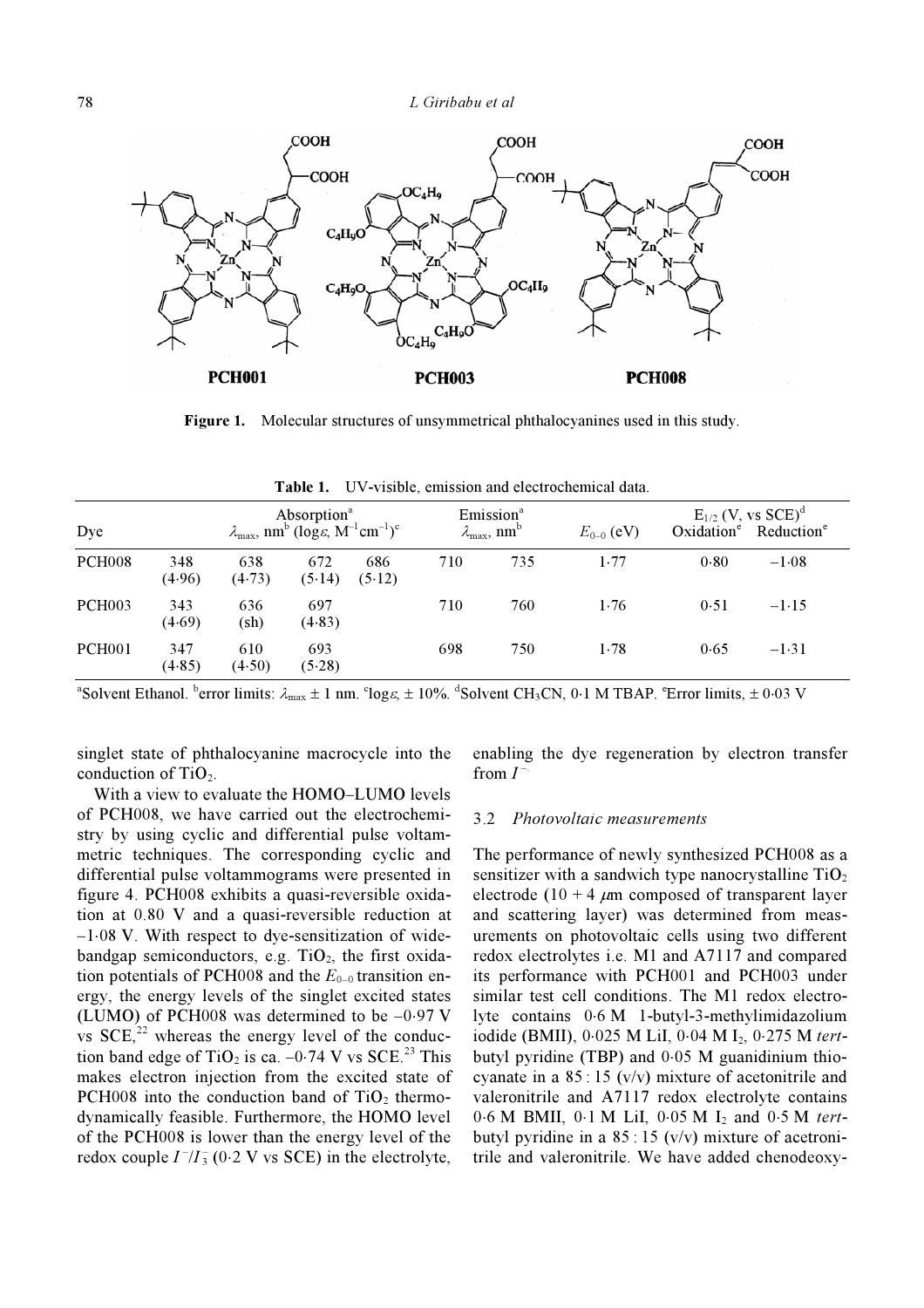**PCH001** **PCH003** **PCH008**

**Figure 1.** Molecular structures of unsymmetrical phthalocyanines used in this study.

**Table 1.** UV-visible, emission and electrochemical data.

| Dye | Absorption[a] $\lambda_{max}$, nm[b] ($\log\varepsilon$, $M^{-1}cm^{-1}$)[c] | | | | Emission[a] $\lambda_{max}$, nm[b] | | $E_{0-0}$ (eV) | $E_{1/2}$ (V, vs SCE)[d] Oxidation[e] | Reduction[e] |
|---|---|---|---|---|---|---|---|---|---|
| PCH008 | 348 (4·96) | 638 (4·73) | 672 (5·14) | 686 (5·12) | 710 | 735 | 1·77 | 0·80 | –1·08 |
| PCH003 | 343 (4·69) | 636 (sh) | 697 (4·83) | | 710 | 760 | 1·76 | 0·51 | –1·15 |
| PCH001 | 347 (4·85) | 610 (4·50) | 693 (5·28) | | 698 | 750 | 1·78 | 0·65 | –1·31 |

[a]Solvent Ethanol. [b]error limits: $\lambda_{max}$ ± 1 nm. [c]$\log\varepsilon$, ± 10%. [d]Solvent $CH_3CN$, 0·1 M TBAP. [e]Error limits, ± 0·03 V

singlet state of phthalocyanine macrocycle into the conduction of $TiO_2$.

With a view to evaluate the HOMO–LUMO levels of PCH008, we have carried out the electrochemistry by using cyclic and differential pulse voltammetric techniques. The corresponding cyclic and differential pulse voltammograms were presented in figure 4. PCH008 exhibits a quasi-reversible oxidation at 0.80 V and a quasi-reversible reduction at –1·08 V. With respect to dye-sensitization of wide-bandgap semiconductors, e.g. $TiO_2$, the first oxidation potentials of PCH008 and the $E_{0-0}$ transition energy, the energy levels of the singlet excited states (LUMO) of PCH008 was determined to be –0·97 V vs SCE,[22] whereas the energy level of the conduction band edge of $TiO_2$ is ca. –0·74 V vs SCE.[23] This makes electron injection from the excited state of PCH008 into the conduction band of $TiO_2$ thermodynamically feasible. Furthermore, the HOMO level of the PCH008 is lower than the energy level of the redox couple $I^-/I_3^-$ (0·2 V vs SCE) in the electrolyte, enabling the dye regeneration by electron transfer from $I^-$

### 3.2 *Photovoltaic measurements*

The performance of newly synthesized PCH008 as a sensitizer with a sandwich type nanocrystalline $TiO_2$ electrode (10 + 4 $\mu$m composed of transparent layer and scattering layer) was determined from measurements on photovoltaic cells using two different redox electrolytes i.e. M1 and A7117 and compared its performance with PCH001 and PCH003 under similar test cell conditions. The M1 redox electrolyte contains 0·6 M 1-butyl-3-methylimidazolium iodide (BMII), 0·025 M LiI, 0·04 M $I_2$, 0·275 M *tert*-butyl pyridine (TBP) and 0·05 M guanidinium thiocyanate in a 85 : 15 (v/v) mixture of acetonitrile and valeronitrile and A7117 redox electrolyte contains 0·6 M BMII, 0·1 M LiI, 0·05 M $I_2$ and 0·5 M *tert*-butyl pyridine in a 85 : 15 (v/v) mixture of acetronitrile and valeronitrile. We have added chenodeoxy-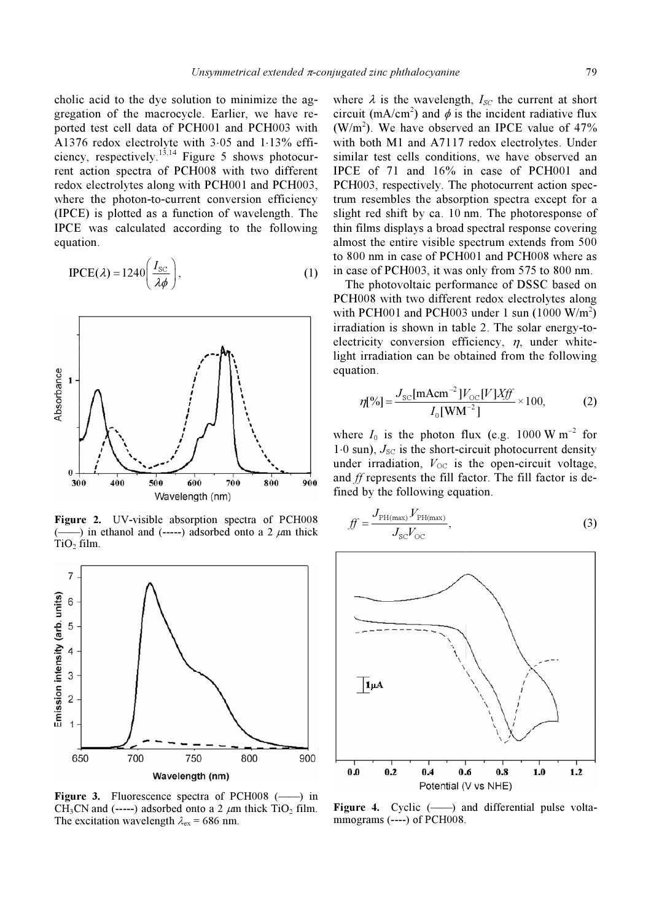cholic acid to the dye solution to minimize the aggregation of the macrocycle. Earlier, we have reported test cell data of PCH001 and PCH003 with A1376 redox electrolyte with 3·05 and 1·13% efficiency, respectively.[13,14] Figure 5 shows photocurrent action spectra of PCH008 with two different redox electrolytes along with PCH001 and PCH003, where the photon-to-current conversion efficiency (IPCE) is plotted as a function of wavelength. The IPCE was calculated according to the following equation.

$$\mathrm{IPCE}(\lambda) = 1240\left(\frac{I_{\mathrm{SC}}}{\lambda\phi}\right), \tag{1}$$

Figure 2. UV-visible absorption spectra of PCH008 (——) in ethanol and (-----) adsorbed onto a 2 $\mu$m thick $TiO_2$ film.

Figure 3. Fluorescence spectra of PCH008 (——) in $CH_3CN$ and (-----) adsorbed onto a 2 $\mu$m thick $TiO_2$ film. The excitation wavelength $\lambda_{ex} = 686$ nm.

where $\lambda$ is the wavelength, $I_{SC}$ the current at short circuit (mA/cm$^2$) and $\phi$ is the incident radiative flux (W/m$^2$). We have observed an IPCE value of 47% with both M1 and A7117 redox electrolytes. Under similar test cells conditions, we have observed an IPCE of 71 and 16% in case of PCH001 and PCH003, respectively. The photocurrent action spectrum resembles the absorption spectra except for a slight red shift by ca. 10 nm. The photoresponse of thin films displays a broad spectral response covering almost the entire visible spectrum extends from 500 to 800 nm in case of PCH001 and PCH008 where as in case of PCH003, it was only from 575 to 800 nm.

The photovoltaic performance of DSSC based on PCH008 with two different redox electrolytes along with PCH001 and PCH003 under 1 sun (1000 W/m$^2$) irradiation is shown in table 2. The solar energy-to-electricity conversion efficiency, $\eta$, under white-light irradiation can be obtained from the following equation.

$$\eta[\%] = \frac{J_{\mathrm{SC}}[\mathrm{mAcm}^{-2}]V_{\mathrm{OC}}[V]Xff}{I_0[\mathrm{WM}^{-2}]} \times 100, \tag{2}$$

where $I_0$ is the photon flux (e.g. 1000 W m$^{-2}$ for 1·0 sun), $J_{SC}$ is the short-circuit photocurrent density under irradiation, $V_{OC}$ is the open-circuit voltage, and $ff$ represents the fill factor. The fill factor is defined by the following equation.

$$ff = \frac{J_{\mathrm{PH(max)}}V_{\mathrm{PH(max)}}}{J_{\mathrm{SC}}V_{\mathrm{OC}}}, \tag{3}$$

Figure 4. Cyclic (——) and differential pulse voltammograms (----) of PCH008.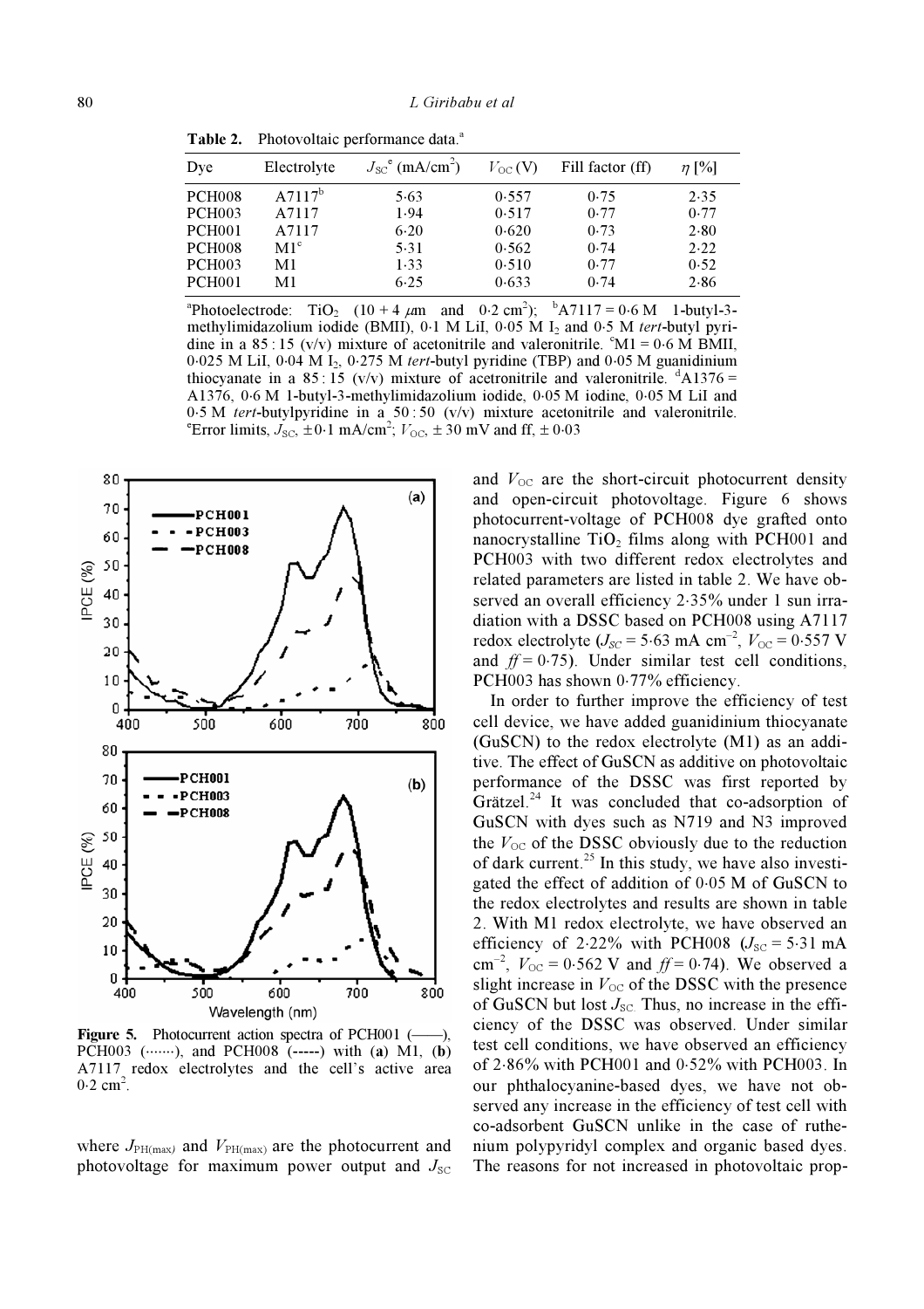**Table 2.** Photovoltaic performance data.[a]

| Dye | Electrolyte | $J_{SC}$[e] (mA/cm$^2$) | $V_{OC}$ (V) | Fill factor (ff) | $\eta$ [%] |
|---|---|---|---|---|---|
| PCH008 | A7117[b] | 5·63 | 0·557 | 0·75 | 2·35 |
| PCH003 | A7117 | 1·94 | 0·517 | 0·77 | 0·77 |
| PCH001 | A7117 | 6·20 | 0·620 | 0·73 | 2·80 |
| PCH008 | M1[c] | 5·31 | 0·562 | 0·74 | 2·22 |
| PCH003 | M1 | 1·33 | 0·510 | 0·77 | 0·52 |
| PCH001 | M1 | 6·25 | 0·633 | 0·74 | 2·86 |

[a]Photoelectrode: $TiO_2$ (10 + 4 $\mu$m and 0·2 cm$^2$); [b]A7117 = 0·6 M 1-butyl-3-methylimidazolium iodide (BMII), 0·1 M LiI, 0·05 M $I_2$ and 0·5 M *tert*-butyl pyridine in a 85 : 15 (v/v) mixture of acetonitrile and valeronitrile. [c]M1 = 0·6 M BMII, 0·025 M LiI, 0·04 M $I_2$, 0·275 M *tert*-butyl pyridine (TBP) and 0·05 M guanidinium thiocyanate in a 85 : 15 (v/v) mixture of acetronitrile and valeronitrile. [d]A1376 = A1376, 0·6 M 1-butyl-3-methylimidazolium iodide, 0·05 M iodine, 0·05 M LiI and 0·5 M *tert*-butylpyridine in a 50 : 50 (v/v) mixture acetonitrile and valeronitrile. [e]Error limits, $J_{SC}$, ±0·1 mA/cm$^2$; $V_{OC}$, ± 30 mV and ff, ± 0·03

**Figure 5.** Photocurrent action spectra of PCH001 (——), PCH003 (·······), and PCH008 (-----) with (**a**) M1, (**b**) A7117 redox electrolytes and the cell's active area 0·2 cm$^2$.

where $J_{PH(max)}$ and $V_{PH(max)}$ are the photocurrent and photovoltage for maximum power output and $J_{SC}$ and $V_{OC}$ are the short-circuit photocurrent density and open-circuit photovoltage. Figure 6 shows photocurrent-voltage of PCH008 dye grafted onto nanocrystalline $TiO_2$ films along with PCH001 and PCH003 with two different redox electrolytes and related parameters are listed in table 2. We have observed an overall efficiency 2·35% under 1 sun irradiation with a DSSC based on PCH008 using A7117 redox electrolyte ($J_{SC}$ = 5·63 mA cm$^{-2}$, $V_{OC}$ = 0·557 V and *ff* = 0·75). Under similar test cell conditions, PCH003 has shown 0·77% efficiency.

In order to further improve the efficiency of test cell device, we have added guanidinium thiocyanate (GuSCN) to the redox electrolyte (M1) as an additive. The effect of GuSCN as additive on photovoltaic performance of the DSSC was first reported by Grätzel.[24] It was concluded that co-adsorption of GuSCN with dyes such as N719 and N3 improved the $V_{OC}$ of the DSSC obviously due to the reduction of dark current.[25] In this study, we have also investigated the effect of addition of 0·05 M of GuSCN to the redox electrolytes and results are shown in table 2. With M1 redox electrolyte, we have observed an efficiency of 2·22% with PCH008 ($J_{SC}$ = 5·31 mA cm$^{-2}$, $V_{OC}$ = 0·562 V and *ff* = 0·74). We observed a slight increase in $V_{OC}$ of the DSSC with the presence of GuSCN but lost $J_{SC}$. Thus, no increase in the efficiency of the DSSC was observed. Under similar test cell conditions, we have observed an efficiency of 2·86% with PCH001 and 0·52% with PCH003. In our phthalocyanine-based dyes, we have not observed any increase in the efficiency of test cell with co-adsorbent GuSCN unlike in the case of ruthenium polypyridyl complex and organic based dyes. The reasons for not increased in photovoltaic prop-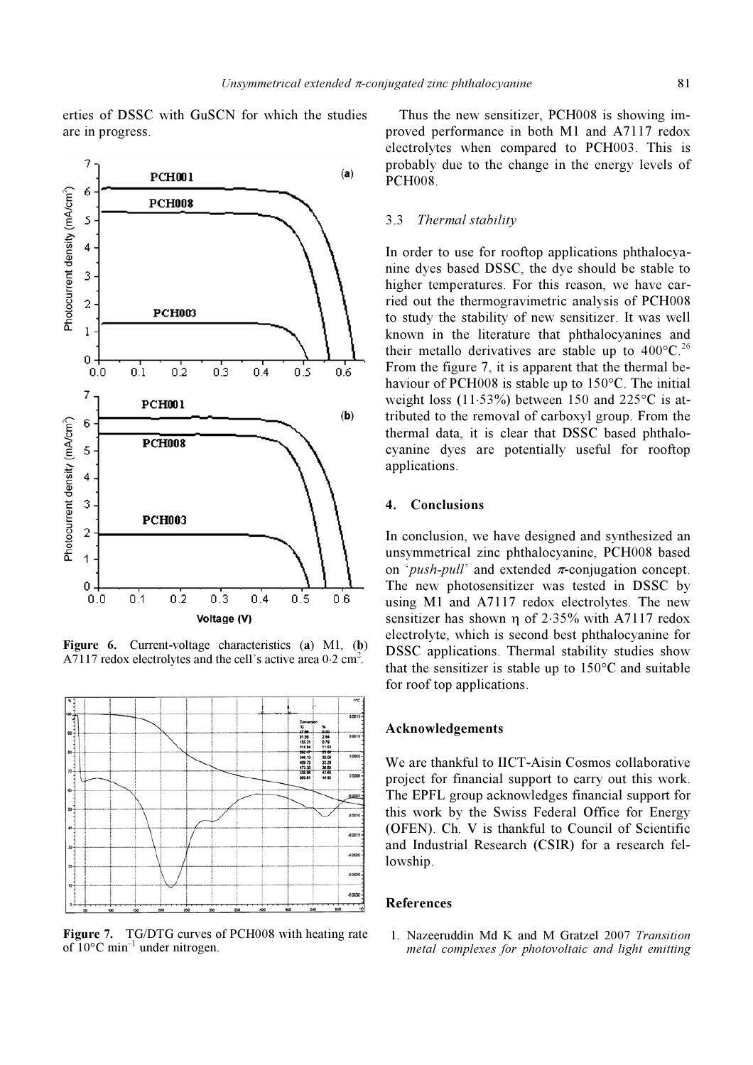erties of DSSC with GuSCN for which the studies are in progress.

**Figure 6.** Current-voltage characteristics (**a**) M1, (**b**) A7117 redox electrolytes and the cell's active area 0·2 $cm^2$.

**Figure 7.** TG/DTG curves of PCH008 with heating rate of 10°C $min^{-1}$ under nitrogen.

Thus the new sensitizer, PCH008 is showing improved performance in both M1 and A7117 redox electrolytes when compared to PCH003. This is probably due to the change in the energy levels of PCH008.

### 3.3 *Thermal stability*

In order to use for rooftop applications phthalocyanine dyes based DSSC, the dye should be stable to higher temperatures. For this reason, we have carried out the thermogravimetric analysis of PCH008 to study the stability of new sensitizer. It was well known in the literature that phthalocyanines and their metallo derivatives are stable up to 400°C.[26] From the figure 7, it is apparent that the thermal behaviour of PCH008 is stable up to 150°C. The initial weight loss (11·53%) between 150 and 225°C is attributed to the removal of carboxyl group. From the thermal data, it is clear that DSSC based phthalocyanine dyes are potentially useful for rooftop applications.

## 4. Conclusions

In conclusion, we have designed and synthesized an unsymmetrical zinc phthalocyanine, PCH008 based on '*push-pull*' and extended $\pi$-conjugation concept. The new photosensitizer was tested in DSSC by using M1 and A7117 redox electrolytes. The new sensitizer has shown $\eta$ of 2·35% with A7117 redox electrolyte, which is second best phthalocyanine for DSSC applications. Thermal stability studies show that the sensitizer is stable up to 150°C and suitable for roof top applications.

## Acknowledgements

We are thankful to IICT-Aisin Cosmos collaborative project for financial support to carry out this work. The EPFL group acknowledges financial support for this work by the Swiss Federal Office for Energy (OFEN). Ch. V is thankful to Council of Scientific and Industrial Research (CSIR) for a research fellowship.

## References

1. Nazeeruddin Md K and M Gratzel 2007 *Transition metal complexes for photovoltaic and light emitting*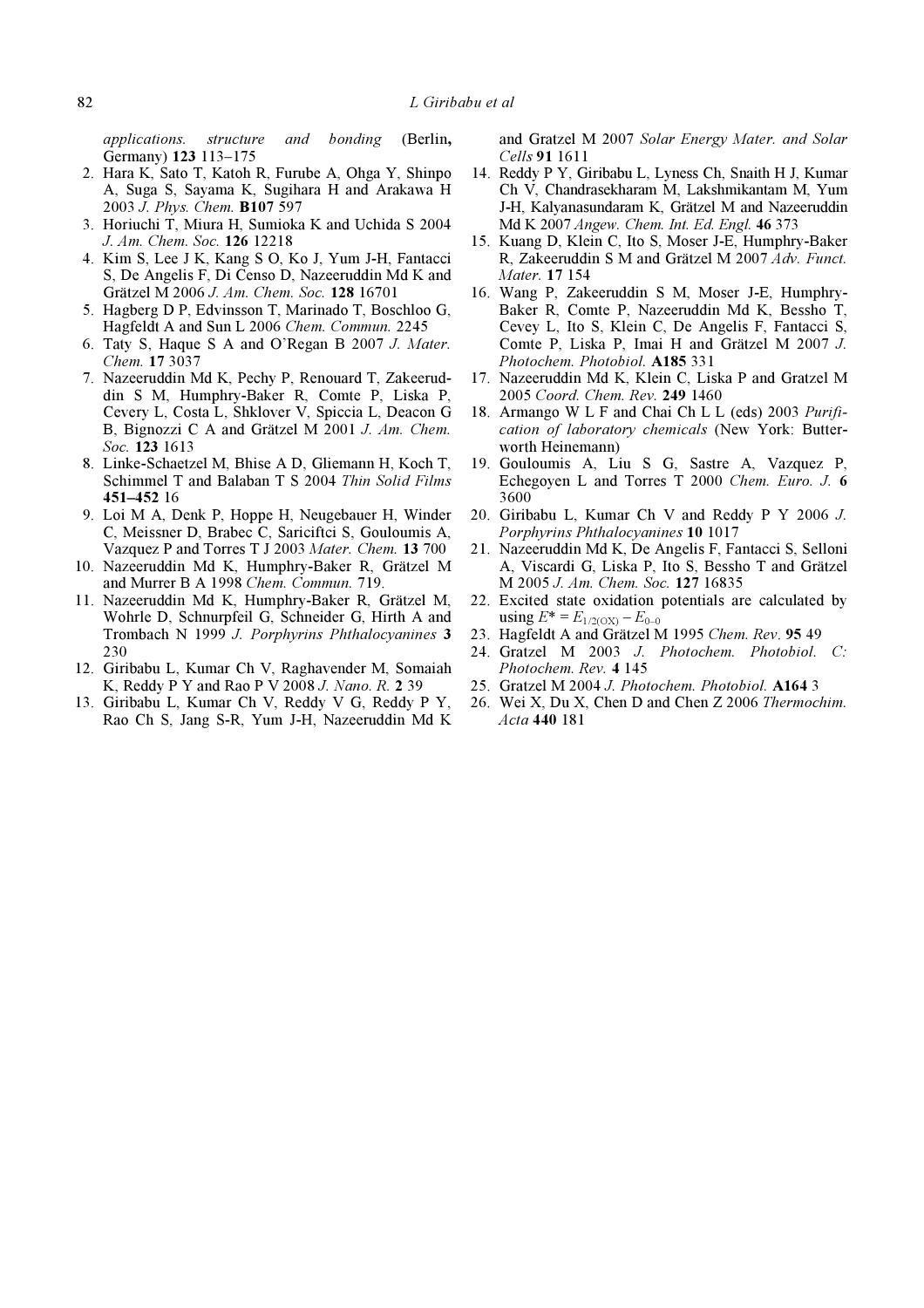*applications. structure and bonding* (Berlin, Germany) **123** 113–175

2. Hara K, Sato T, Katoh R, Furube A, Ohga Y, Shinpo A, Suga S, Sayama K, Sugihara H and Arakawa H 2003 *J. Phys. Chem.* **B107** 597
3. Horiuchi T, Miura H, Sumioka K and Uchida S 2004 *J. Am. Chem. Soc.* **126** 12218
4. Kim S, Lee J K, Kang S O, Ko J, Yum J-H, Fantacci S, De Angelis F, Di Censo D, Nazeeruddin Md K and Grätzel M 2006 *J. Am. Chem. Soc.* **128** 16701
5. Hagberg D P, Edvinsson T, Marinado T, Boschloo G, Hagfeldt A and Sun L 2006 *Chem. Commun.* 2245
6. Taty S, Haque S A and O'Regan B 2007 *J. Mater. Chem.* **17** 3037
7. Nazeeruddin Md K, Pechy P, Renouard T, Zakeeruddin S M, Humphry-Baker R, Comte P, Liska P, Cevery L, Costa L, Shklover V, Spiccia L, Deacon G B, Bignozzi C A and Grätzel M 2001 *J. Am. Chem. Soc.* **123** 1613
8. Linke-Schaetzel M, Bhise A D, Gliemann H, Koch T, Schimmel T and Balaban T S 2004 *Thin Solid Films* **451–452** 16
9. Loi M A, Denk P, Hoppe H, Neugebauer H, Winder C, Meissner D, Brabec C, Sariciftci S, Gouloumis A, Vazquez P and Torres T J 2003 *Mater. Chem.* **13** 700
10. Nazeeruddin Md K, Humphry-Baker R, Grätzel M and Murrer B A 1998 *Chem. Commun.* 719.
11. Nazeeruddin Md K, Humphry-Baker R, Grätzel M, Wohrle D, Schnurpfeil G, Schneider G, Hirth A and Trombach N 1999 *J. Porphyrins Phthalocyanines* **3** 230
12. Giribabu L, Kumar Ch V, Raghavender M, Somaiah K, Reddy P Y and Rao P V 2008 *J. Nano. R.* **2** 39
13. Giribabu L, Kumar Ch V, Reddy V G, Reddy P Y, Rao Ch S, Jang S-R, Yum J-H, Nazeeruddin Md K and Gratzel M 2007 *Solar Energy Mater. and Solar Cells* **91** 1611
14. Reddy P Y, Giribabu L, Lyness Ch, Snaith H J, Kumar Ch V, Chandrasekharam M, Lakshmikantam M, Yum J-H, Kalyanasundaram K, Grätzel M and Nazeeruddin Md K 2007 *Angew. Chem. Int. Ed. Engl.* **46** 373
15. Kuang D, Klein C, Ito S, Moser J-E, Humphry-Baker R, Zakeeruddin S M and Grätzel M 2007 *Adv. Funct. Mater.* **17** 154
16. Wang P, Zakeeruddin S M, Moser J-E, Humphry-Baker R, Comte P, Nazeeruddin Md K, Bessho T, Cevey L, Ito S, Klein C, De Angelis F, Fantacci S, Comte P, Liska P, Imai H and Grätzel M 2007 *J. Photochem. Photobiol.* **A185** 331
17. Nazeeruddin Md K, Klein C, Liska P and Gratzel M 2005 *Coord. Chem. Rev.* **249** 1460
18. Armango W L F and Chai Ch L L (eds) 2003 *Purification of laboratory chemicals* (New York: Butterworth Heinemann)
19. Gouloumis A, Liu S G, Sastre A, Vazquez P, Echegoyen L and Torres T 2000 *Chem. Euro. J.* **6** 3600
20. Giribabu L, Kumar Ch V and Reddy P Y 2006 *J. Porphyrins Phthalocyanines* **10** 1017
21. Nazeeruddin Md K, De Angelis F, Fantacci S, Selloni A, Viscardi G, Liska P, Ito S, Bessho T and Grätzel M 2005 *J. Am. Chem. Soc.* **127** 16835
22. Excited state oxidation potentials are calculated by using $E^* = E_{1/2(\mathrm{OX})} - E_{0\text{–}0}$
23. Hagfeldt A and Grätzel M 1995 *Chem. Rev.* **95** 49
24. Gratzel M 2003 *J. Photochem. Photobiol. C: Photochem. Rev.* **4** 145
25. Gratzel M 2004 *J. Photochem. Photobiol.* **A164** 3
26. Wei X, Du X, Chen D and Chen Z 2006 *Thermochim. Acta* **440** 181